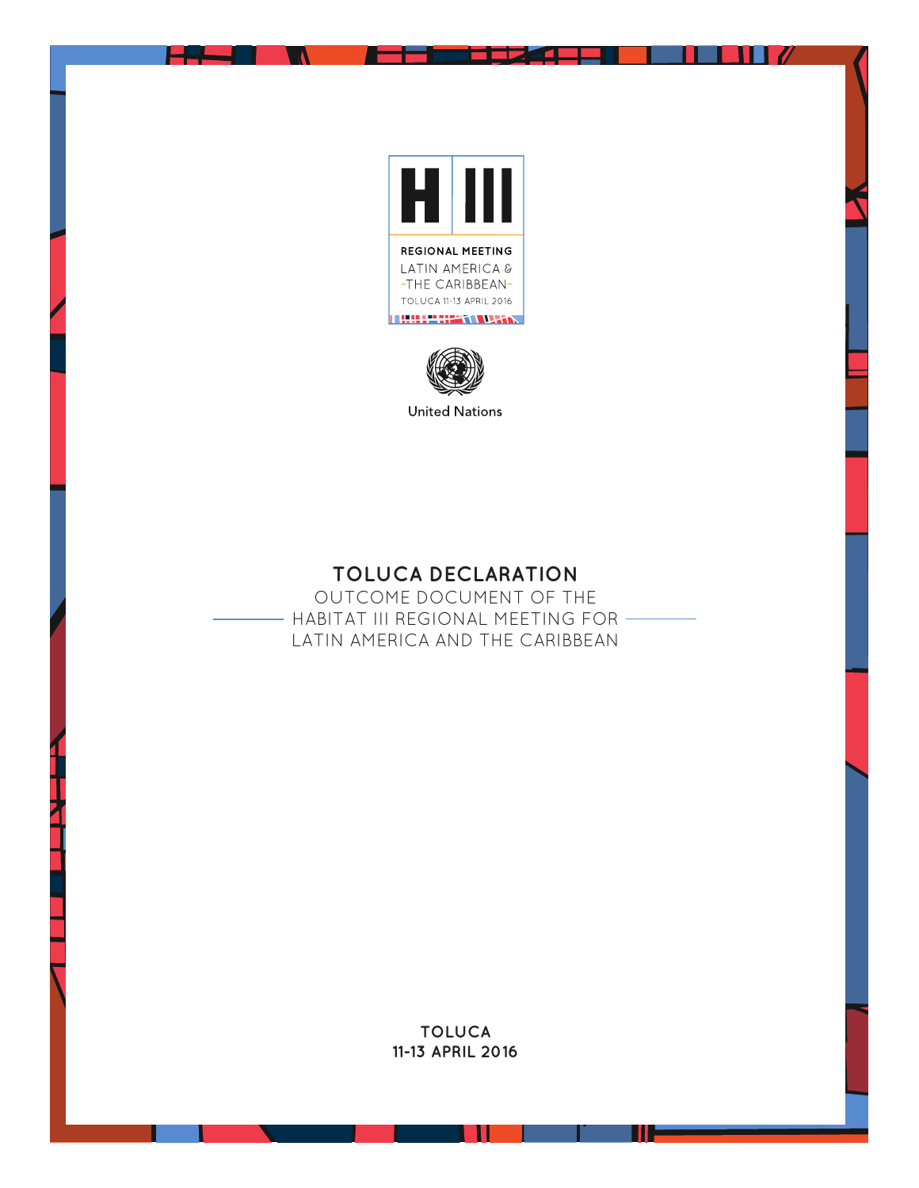H III

REGIONAL MEETING
LATIN AMERICA & THE CARIBBEAN
TOLUCA 11-13 APRIL 2016

United Nations

# TOLUCA DECLARATION

OUTCOME DOCUMENT OF THE HABITAT III REGIONAL MEETING FOR LATIN AMERICA AND THE CARIBBEAN

**TOLUCA**
**11-13 APRIL 2016**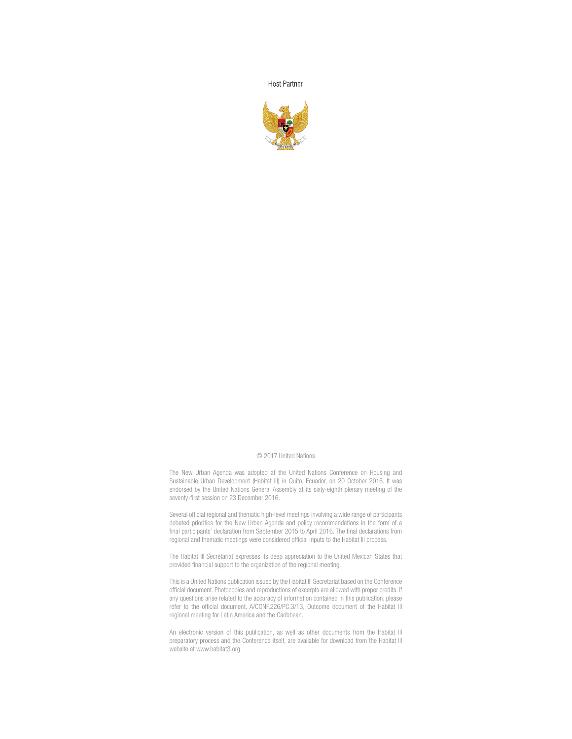Host Partner

© 2017 United Nations

The New Urban Agenda was adopted at the United Nations Conference on Housing and Sustainable Urban Development (Habitat III) in Quito, Ecuador, on 20 October 2016. It was endorsed by the United Nations General Assembly at its sixty-eighth plenary meeting of the seventy-first session on 23 December 2016.

Several official regional and thematic high-level meetings involving a wide range of participants debated priorities for the New Urban Agenda and policy recommendations in the form of a final participants' declaration from September 2015 to April 2016. The final declarations from regional and thematic meetings were considered official inputs to the Habitat III process.

The Habitat III Secretariat expresses its deep appreciation to the United Mexican States that provided financial support to the organization of the regional meeting.

This is a United Nations publication issued by the Habitat III Secretariat based on the Conference official document. Photocopies and reproductions of excerpts are allowed with proper credits. If any questions arise related to the accuracy of information contained in this publication, please refer to the official document, A/CONF.226/PC.3/13, Outcome document of the Habitat III regional meeting for Latin America and the Caribbean.

An electronic version of this publication, as well as other documents from the Habitat III preparatory process and the Conference itself, are available for download from the Habitat III website at www.habitat3.org.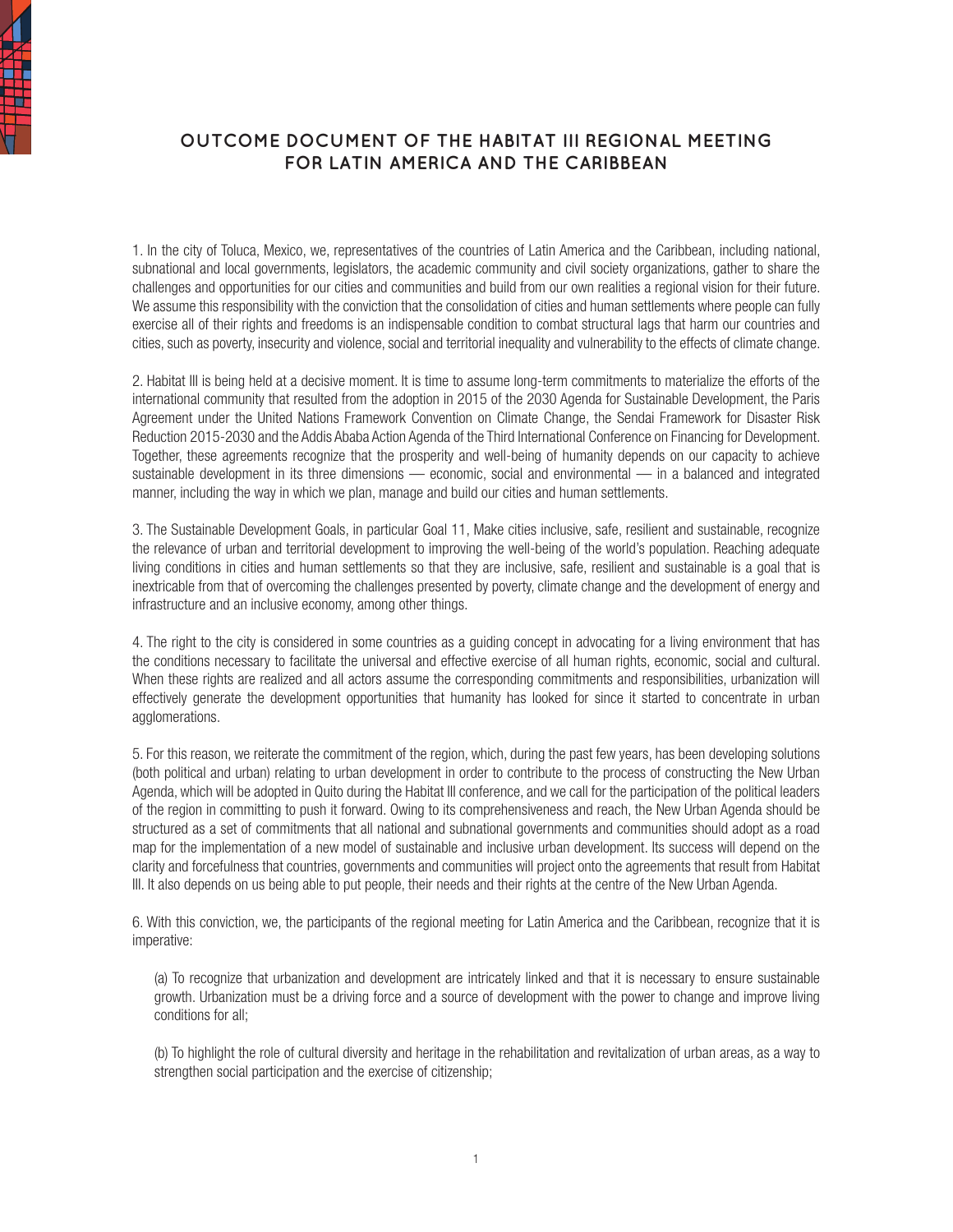# OUTCOME DOCUMENT OF THE HABITAT III REGIONAL MEETING FOR LATIN AMERICA AND THE CARIBBEAN

1. In the city of Toluca, Mexico, we, representatives of the countries of Latin America and the Caribbean, including national, subnational and local governments, legislators, the academic community and civil society organizations, gather to share the challenges and opportunities for our cities and communities and build from our own realities a regional vision for their future. We assume this responsibility with the conviction that the consolidation of cities and human settlements where people can fully exercise all of their rights and freedoms is an indispensable condition to combat structural lags that harm our countries and cities, such as poverty, insecurity and violence, social and territorial inequality and vulnerability to the effects of climate change.

2. Habitat III is being held at a decisive moment. It is time to assume long-term commitments to materialize the efforts of the international community that resulted from the adoption in 2015 of the 2030 Agenda for Sustainable Development, the Paris Agreement under the United Nations Framework Convention on Climate Change, the Sendai Framework for Disaster Risk Reduction 2015-2030 and the Addis Ababa Action Agenda of the Third International Conference on Financing for Development. Together, these agreements recognize that the prosperity and well-being of humanity depends on our capacity to achieve sustainable development in its three dimensions — economic, social and environmental — in a balanced and integrated manner, including the way in which we plan, manage and build our cities and human settlements.

3. The Sustainable Development Goals, in particular Goal 11, Make cities inclusive, safe, resilient and sustainable, recognize the relevance of urban and territorial development to improving the well-being of the world's population. Reaching adequate living conditions in cities and human settlements so that they are inclusive, safe, resilient and sustainable is a goal that is inextricable from that of overcoming the challenges presented by poverty, climate change and the development of energy and infrastructure and an inclusive economy, among other things.

4. The right to the city is considered in some countries as a guiding concept in advocating for a living environment that has the conditions necessary to facilitate the universal and effective exercise of all human rights, economic, social and cultural. When these rights are realized and all actors assume the corresponding commitments and responsibilities, urbanization will effectively generate the development opportunities that humanity has looked for since it started to concentrate in urban agglomerations.

5. For this reason, we reiterate the commitment of the region, which, during the past few years, has been developing solutions (both political and urban) relating to urban development in order to contribute to the process of constructing the New Urban Agenda, which will be adopted in Quito during the Habitat III conference, and we call for the participation of the political leaders of the region in committing to push it forward. Owing to its comprehensiveness and reach, the New Urban Agenda should be structured as a set of commitments that all national and subnational governments and communities should adopt as a road map for the implementation of a new model of sustainable and inclusive urban development. Its success will depend on the clarity and forcefulness that countries, governments and communities will project onto the agreements that result from Habitat III. It also depends on us being able to put people, their needs and their rights at the centre of the New Urban Agenda.

6. With this conviction, we, the participants of the regional meeting for Latin America and the Caribbean, recognize that it is imperative:

(a) To recognize that urbanization and development are intricately linked and that it is necessary to ensure sustainable growth. Urbanization must be a driving force and a source of development with the power to change and improve living conditions for all;

(b) To highlight the role of cultural diversity and heritage in the rehabilitation and revitalization of urban areas, as a way to strengthen social participation and the exercise of citizenship;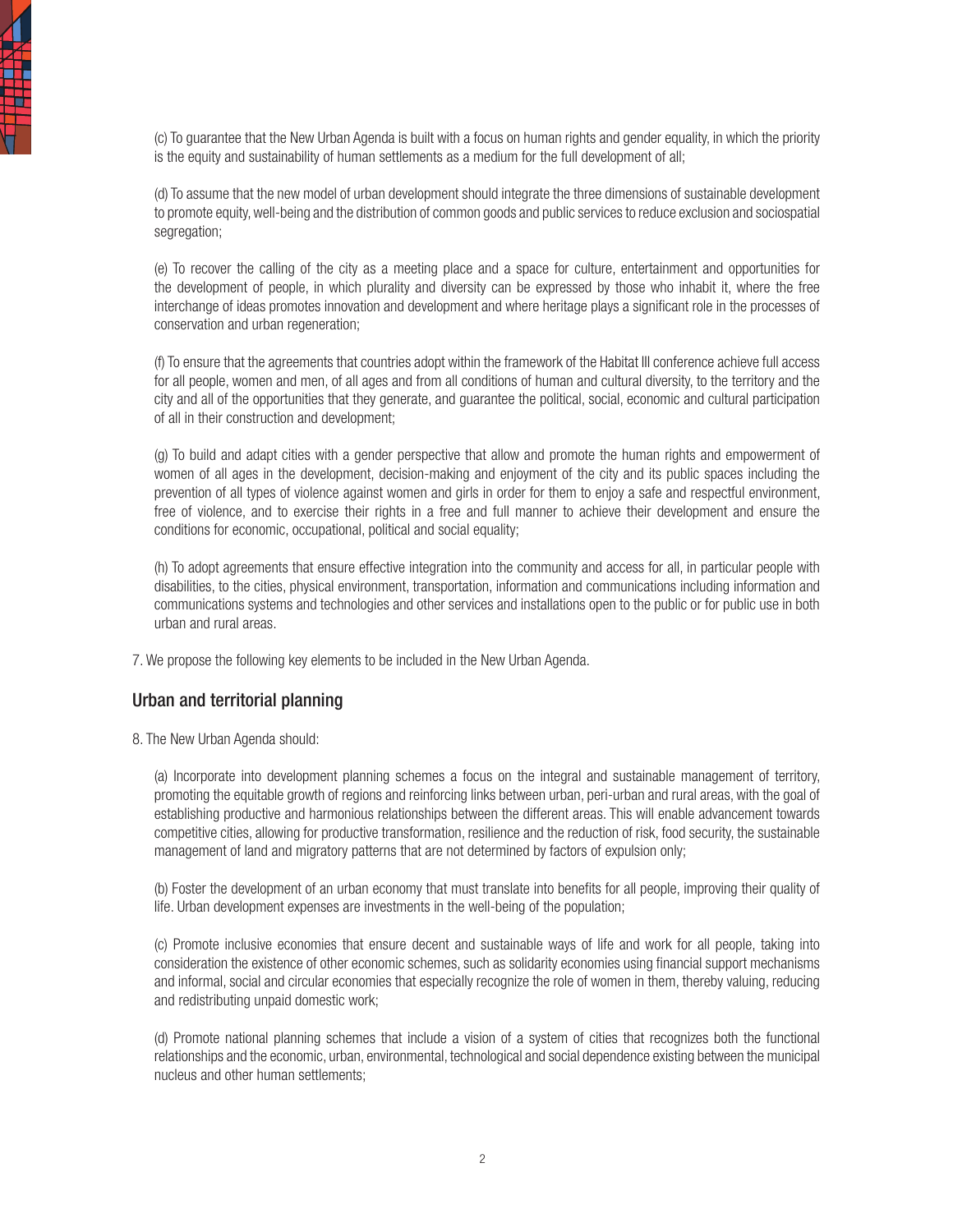(c) To guarantee that the New Urban Agenda is built with a focus on human rights and gender equality, in which the priority is the equity and sustainability of human settlements as a medium for the full development of all;

(d) To assume that the new model of urban development should integrate the three dimensions of sustainable development to promote equity, well-being and the distribution of common goods and public services to reduce exclusion and sociospatial segregation;

(e) To recover the calling of the city as a meeting place and a space for culture, entertainment and opportunities for the development of people, in which plurality and diversity can be expressed by those who inhabit it, where the free interchange of ideas promotes innovation and development and where heritage plays a significant role in the processes of conservation and urban regeneration;

(f) To ensure that the agreements that countries adopt within the framework of the Habitat III conference achieve full access for all people, women and men, of all ages and from all conditions of human and cultural diversity, to the territory and the city and all of the opportunities that they generate, and guarantee the political, social, economic and cultural participation of all in their construction and development;

(g) To build and adapt cities with a gender perspective that allow and promote the human rights and empowerment of women of all ages in the development, decision-making and enjoyment of the city and its public spaces including the prevention of all types of violence against women and girls in order for them to enjoy a safe and respectful environment, free of violence, and to exercise their rights in a free and full manner to achieve their development and ensure the conditions for economic, occupational, political and social equality;

(h) To adopt agreements that ensure effective integration into the community and access for all, in particular people with disabilities, to the cities, physical environment, transportation, information and communications including information and communications systems and technologies and other services and installations open to the public or for public use in both urban and rural areas.

7. We propose the following key elements to be included in the New Urban Agenda.

## Urban and territorial planning

8. The New Urban Agenda should:

(a) Incorporate into development planning schemes a focus on the integral and sustainable management of territory, promoting the equitable growth of regions and reinforcing links between urban, peri-urban and rural areas, with the goal of establishing productive and harmonious relationships between the different areas. This will enable advancement towards competitive cities, allowing for productive transformation, resilience and the reduction of risk, food security, the sustainable management of land and migratory patterns that are not determined by factors of expulsion only;

(b) Foster the development of an urban economy that must translate into benefits for all people, improving their quality of life. Urban development expenses are investments in the well-being of the population;

(c) Promote inclusive economies that ensure decent and sustainable ways of life and work for all people, taking into consideration the existence of other economic schemes, such as solidarity economies using financial support mechanisms and informal, social and circular economies that especially recognize the role of women in them, thereby valuing, reducing and redistributing unpaid domestic work;

(d) Promote national planning schemes that include a vision of a system of cities that recognizes both the functional relationships and the economic, urban, environmental, technological and social dependence existing between the municipal nucleus and other human settlements;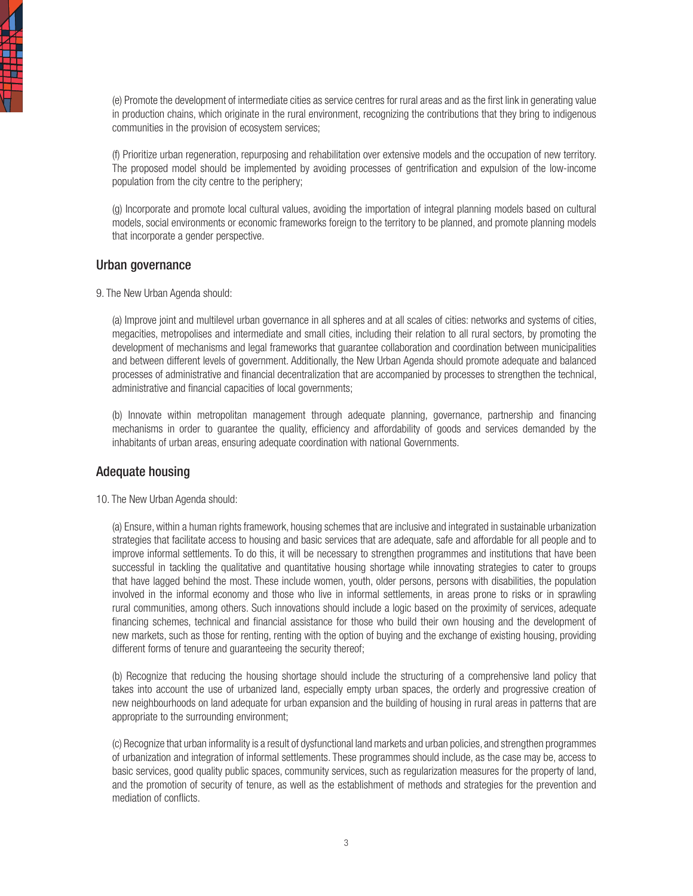(e) Promote the development of intermediate cities as service centres for rural areas and as the first link in generating value in production chains, which originate in the rural environment, recognizing the contributions that they bring to indigenous communities in the provision of ecosystem services;

(f) Prioritize urban regeneration, repurposing and rehabilitation over extensive models and the occupation of new territory. The proposed model should be implemented by avoiding processes of gentrification and expulsion of the low-income population from the city centre to the periphery;

(g) Incorporate and promote local cultural values, avoiding the importation of integral planning models based on cultural models, social environments or economic frameworks foreign to the territory to be planned, and promote planning models that incorporate a gender perspective.

## Urban governance

9. The New Urban Agenda should:

(a) Improve joint and multilevel urban governance in all spheres and at all scales of cities: networks and systems of cities, megacities, metropolises and intermediate and small cities, including their relation to all rural sectors, by promoting the development of mechanisms and legal frameworks that guarantee collaboration and coordination between municipalities and between different levels of government. Additionally, the New Urban Agenda should promote adequate and balanced processes of administrative and financial decentralization that are accompanied by processes to strengthen the technical, administrative and financial capacities of local governments;

(b) Innovate within metropolitan management through adequate planning, governance, partnership and financing mechanisms in order to guarantee the quality, efficiency and affordability of goods and services demanded by the inhabitants of urban areas, ensuring adequate coordination with national Governments.

## Adequate housing

10. The New Urban Agenda should:

(a) Ensure, within a human rights framework, housing schemes that are inclusive and integrated in sustainable urbanization strategies that facilitate access to housing and basic services that are adequate, safe and affordable for all people and to improve informal settlements. To do this, it will be necessary to strengthen programmes and institutions that have been successful in tackling the qualitative and quantitative housing shortage while innovating strategies to cater to groups that have lagged behind the most. These include women, youth, older persons, persons with disabilities, the population involved in the informal economy and those who live in informal settlements, in areas prone to risks or in sprawling rural communities, among others. Such innovations should include a logic based on the proximity of services, adequate financing schemes, technical and financial assistance for those who build their own housing and the development of new markets, such as those for renting, renting with the option of buying and the exchange of existing housing, providing different forms of tenure and guaranteeing the security thereof;

(b) Recognize that reducing the housing shortage should include the structuring of a comprehensive land policy that takes into account the use of urbanized land, especially empty urban spaces, the orderly and progressive creation of new neighbourhoods on land adequate for urban expansion and the building of housing in rural areas in patterns that are appropriate to the surrounding environment;

(c) Recognize that urban informality is a result of dysfunctional land markets and urban policies, and strengthen programmes of urbanization and integration of informal settlements. These programmes should include, as the case may be, access to basic services, good quality public spaces, community services, such as regularization measures for the property of land, and the promotion of security of tenure, as well as the establishment of methods and strategies for the prevention and mediation of conflicts.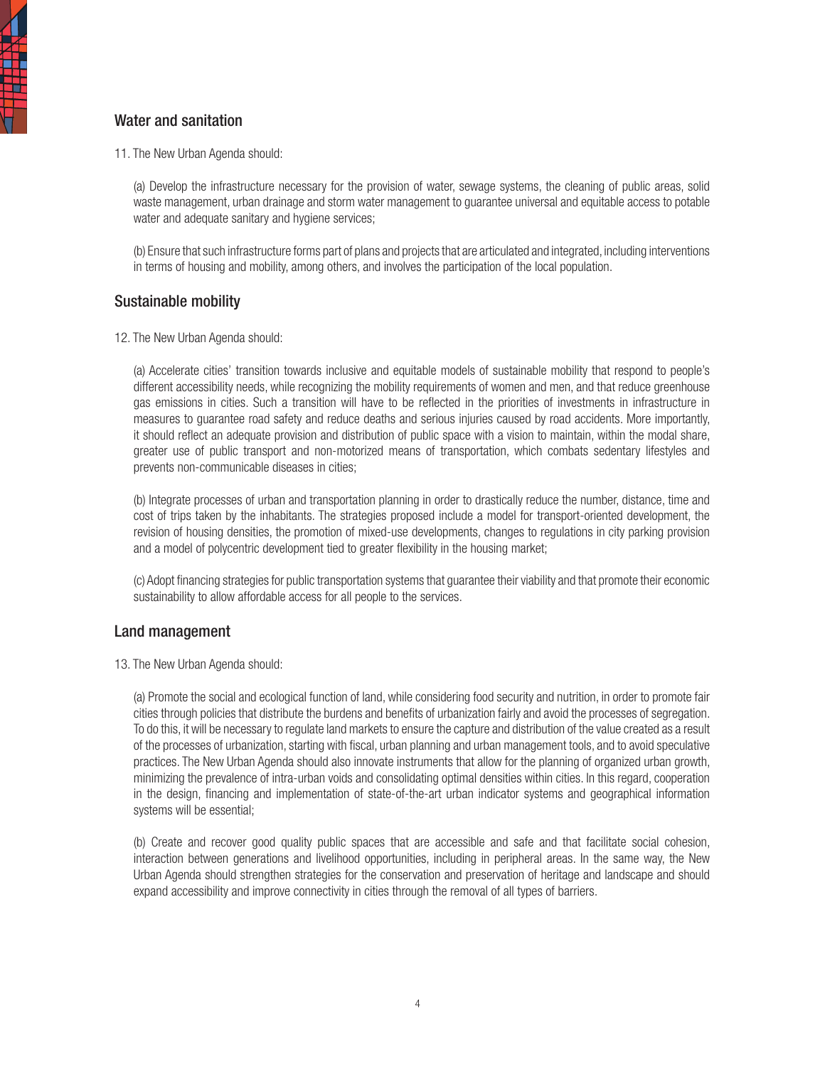## Water and sanitation

11. The New Urban Agenda should:

(a) Develop the infrastructure necessary for the provision of water, sewage systems, the cleaning of public areas, solid waste management, urban drainage and storm water management to guarantee universal and equitable access to potable water and adequate sanitary and hygiene services;

(b) Ensure that such infrastructure forms part of plans and projects that are articulated and integrated, including interventions in terms of housing and mobility, among others, and involves the participation of the local population.

## Sustainable mobility

12. The New Urban Agenda should:

(a) Accelerate cities' transition towards inclusive and equitable models of sustainable mobility that respond to people's different accessibility needs, while recognizing the mobility requirements of women and men, and that reduce greenhouse gas emissions in cities. Such a transition will have to be reflected in the priorities of investments in infrastructure in measures to guarantee road safety and reduce deaths and serious injuries caused by road accidents. More importantly, it should reflect an adequate provision and distribution of public space with a vision to maintain, within the modal share, greater use of public transport and non-motorized means of transportation, which combats sedentary lifestyles and prevents non-communicable diseases in cities;

(b) Integrate processes of urban and transportation planning in order to drastically reduce the number, distance, time and cost of trips taken by the inhabitants. The strategies proposed include a model for transport-oriented development, the revision of housing densities, the promotion of mixed-use developments, changes to regulations in city parking provision and a model of polycentric development tied to greater flexibility in the housing market;

(c) Adopt financing strategies for public transportation systems that guarantee their viability and that promote their economic sustainability to allow affordable access for all people to the services.

## Land management

13. The New Urban Agenda should:

(a) Promote the social and ecological function of land, while considering food security and nutrition, in order to promote fair cities through policies that distribute the burdens and benefits of urbanization fairly and avoid the processes of segregation. To do this, it will be necessary to regulate land markets to ensure the capture and distribution of the value created as a result of the processes of urbanization, starting with fiscal, urban planning and urban management tools, and to avoid speculative practices. The New Urban Agenda should also innovate instruments that allow for the planning of organized urban growth, minimizing the prevalence of intra-urban voids and consolidating optimal densities within cities. In this regard, cooperation in the design, financing and implementation of state-of-the-art urban indicator systems and geographical information systems will be essential;

(b) Create and recover good quality public spaces that are accessible and safe and that facilitate social cohesion, interaction between generations and livelihood opportunities, including in peripheral areas. In the same way, the New Urban Agenda should strengthen strategies for the conservation and preservation of heritage and landscape and should expand accessibility and improve connectivity in cities through the removal of all types of barriers.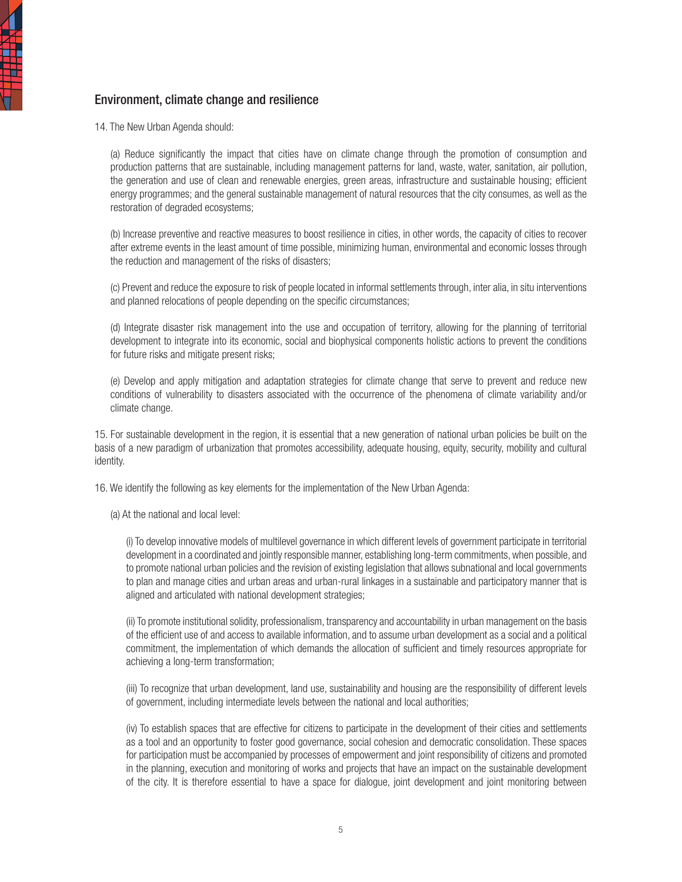## Environment, climate change and resilience

14. The New Urban Agenda should:

(a) Reduce significantly the impact that cities have on climate change through the promotion of consumption and production patterns that are sustainable, including management patterns for land, waste, water, sanitation, air pollution, the generation and use of clean and renewable energies, green areas, infrastructure and sustainable housing; efficient energy programmes; and the general sustainable management of natural resources that the city consumes, as well as the restoration of degraded ecosystems;

(b) Increase preventive and reactive measures to boost resilience in cities, in other words, the capacity of cities to recover after extreme events in the least amount of time possible, minimizing human, environmental and economic losses through the reduction and management of the risks of disasters;

(c) Prevent and reduce the exposure to risk of people located in informal settlements through, inter alia, in situ interventions and planned relocations of people depending on the specific circumstances;

(d) Integrate disaster risk management into the use and occupation of territory, allowing for the planning of territorial development to integrate into its economic, social and biophysical components holistic actions to prevent the conditions for future risks and mitigate present risks;

(e) Develop and apply mitigation and adaptation strategies for climate change that serve to prevent and reduce new conditions of vulnerability to disasters associated with the occurrence of the phenomena of climate variability and/or climate change.

15. For sustainable development in the region, it is essential that a new generation of national urban policies be built on the basis of a new paradigm of urbanization that promotes accessibility, adequate housing, equity, security, mobility and cultural identity.

16. We identify the following as key elements for the implementation of the New Urban Agenda:

(a) At the national and local level:

(i) To develop innovative models of multilevel governance in which different levels of government participate in territorial development in a coordinated and jointly responsible manner, establishing long-term commitments, when possible, and to promote national urban policies and the revision of existing legislation that allows subnational and local governments to plan and manage cities and urban areas and urban-rural linkages in a sustainable and participatory manner that is aligned and articulated with national development strategies;

(ii) To promote institutional solidity, professionalism, transparency and accountability in urban management on the basis of the efficient use of and access to available information, and to assume urban development as a social and a political commitment, the implementation of which demands the allocation of sufficient and timely resources appropriate for achieving a long-term transformation;

(iii) To recognize that urban development, land use, sustainability and housing are the responsibility of different levels of government, including intermediate levels between the national and local authorities;

(iv) To establish spaces that are effective for citizens to participate in the development of their cities and settlements as a tool and an opportunity to foster good governance, social cohesion and democratic consolidation. These spaces for participation must be accompanied by processes of empowerment and joint responsibility of citizens and promoted in the planning, execution and monitoring of works and projects that have an impact on the sustainable development of the city. It is therefore essential to have a space for dialogue, joint development and joint monitoring between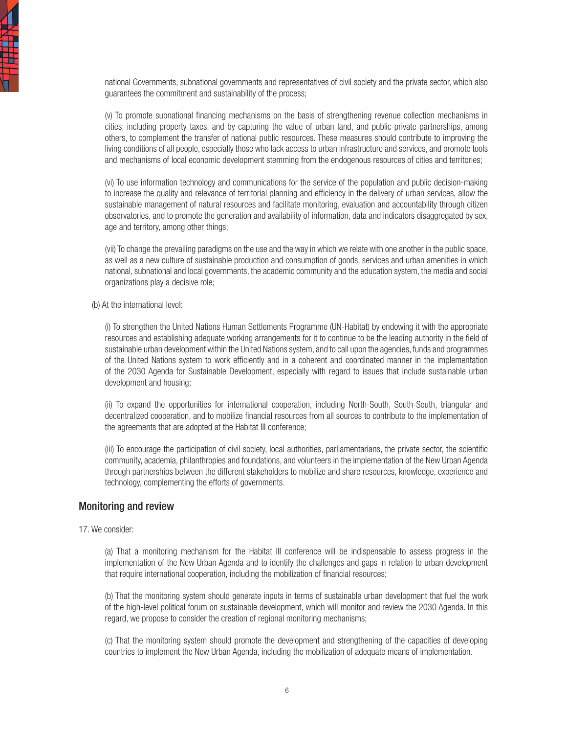national Governments, subnational governments and representatives of civil society and the private sector, which also guarantees the commitment and sustainability of the process;

(v) To promote subnational financing mechanisms on the basis of strengthening revenue collection mechanisms in cities, including property taxes, and by capturing the value of urban land, and public-private partnerships, among others, to complement the transfer of national public resources. These measures should contribute to improving the living conditions of all people, especially those who lack access to urban infrastructure and services, and promote tools and mechanisms of local economic development stemming from the endogenous resources of cities and territories;

(vi) To use information technology and communications for the service of the population and public decision-making to increase the quality and relevance of territorial planning and efficiency in the delivery of urban services, allow the sustainable management of natural resources and facilitate monitoring, evaluation and accountability through citizen observatories, and to promote the generation and availability of information, data and indicators disaggregated by sex, age and territory, among other things;

(vii) To change the prevailing paradigms on the use and the way in which we relate with one another in the public space, as well as a new culture of sustainable production and consumption of goods, services and urban amenities in which national, subnational and local governments, the academic community and the education system, the media and social organizations play a decisive role;

(b) At the international level:

(i) To strengthen the United Nations Human Settlements Programme (UN-Habitat) by endowing it with the appropriate resources and establishing adequate working arrangements for it to continue to be the leading authority in the field of sustainable urban development within the United Nations system, and to call upon the agencies, funds and programmes of the United Nations system to work efficiently and in a coherent and coordinated manner in the implementation of the 2030 Agenda for Sustainable Development, especially with regard to issues that include sustainable urban development and housing;

(ii) To expand the opportunities for international cooperation, including North-South, South-South, triangular and decentralized cooperation, and to mobilize financial resources from all sources to contribute to the implementation of the agreements that are adopted at the Habitat III conference;

(iii) To encourage the participation of civil society, local authorities, parliamentarians, the private sector, the scientific community, academia, philanthropies and foundations, and volunteers in the implementation of the New Urban Agenda through partnerships between the different stakeholders to mobilize and share resources, knowledge, experience and technology, complementing the efforts of governments.

## Monitoring and review

17. We consider:

(a) That a monitoring mechanism for the Habitat III conference will be indispensable to assess progress in the implementation of the New Urban Agenda and to identify the challenges and gaps in relation to urban development that require international cooperation, including the mobilization of financial resources;

(b) That the monitoring system should generate inputs in terms of sustainable urban development that fuel the work of the high-level political forum on sustainable development, which will monitor and review the 2030 Agenda. In this regard, we propose to consider the creation of regional monitoring mechanisms;

(c) That the monitoring system should promote the development and strengthening of the capacities of developing countries to implement the New Urban Agenda, including the mobilization of adequate means of implementation.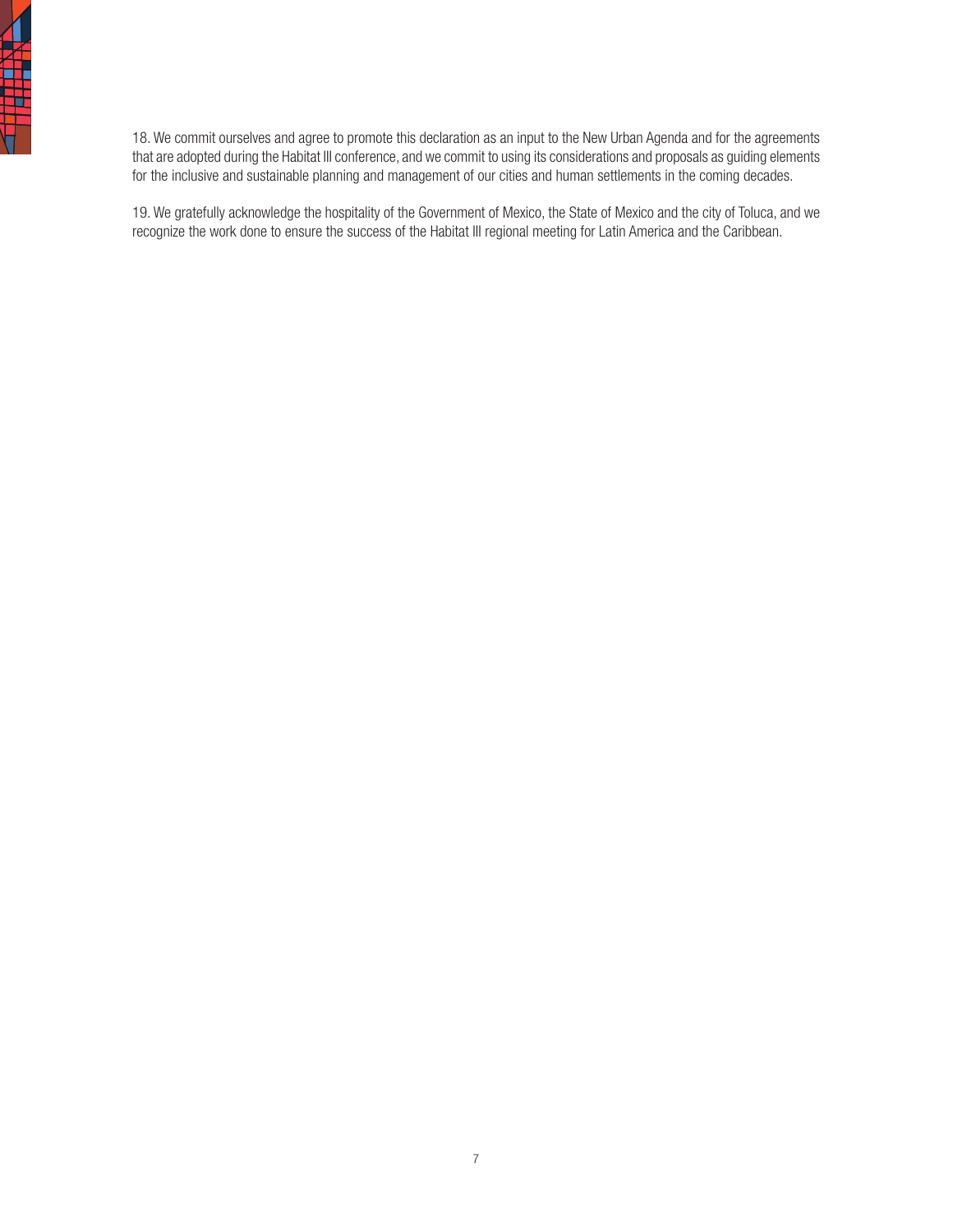18. We commit ourselves and agree to promote this declaration as an input to the New Urban Agenda and for the agreements that are adopted during the Habitat III conference, and we commit to using its considerations and proposals as guiding elements for the inclusive and sustainable planning and management of our cities and human settlements in the coming decades.

19. We gratefully acknowledge the hospitality of the Government of Mexico, the State of Mexico and the city of Toluca, and we recognize the work done to ensure the success of the Habitat III regional meeting for Latin America and the Caribbean.